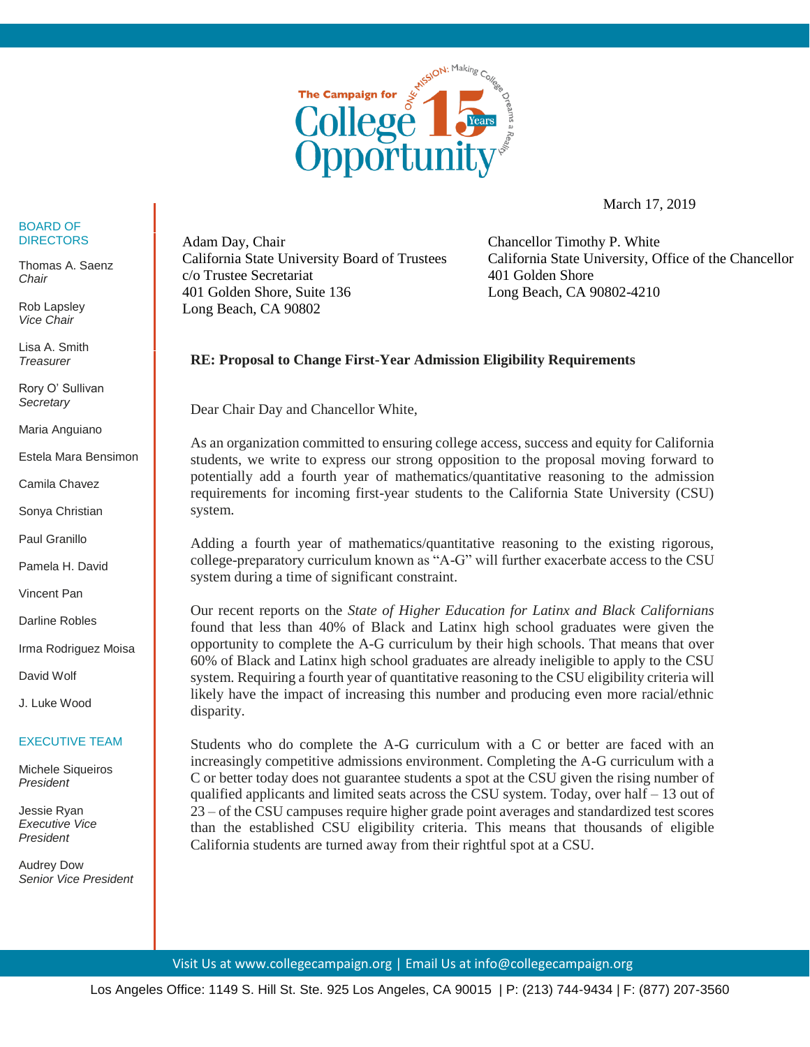The Campaign for College Opportunity — 15 Years — ONE MISSION: Making College Dreams a Reality

March 17, 2019

**BOARD OF DIRECTORS**

Thomas A. Saenz
*Chair*

Rob Lapsley
*Vice Chair*

Lisa A. Smith
*Treasurer*

Rory O' Sullivan
*Secretary*

Maria Anguiano

Estela Mara Bensimon

Camila Chavez

Sonya Christian

Paul Granillo

Pamela H. David

Vincent Pan

Darline Robles

Irma Rodriguez Moisa

David Wolf

J. Luke Wood

**EXECUTIVE TEAM**

Michele Siqueiros
*President*

Jessie Ryan
*Executive Vice President*

Audrey Dow
*Senior Vice President*

Adam Day, Chair
California State University Board of Trustees
c/o Trustee Secretariat
401 Golden Shore, Suite 136
Long Beach, CA 90802

Chancellor Timothy P. White
California State University, Office of the Chancellor
401 Golden Shore
Long Beach, CA 90802-4210

**RE: Proposal to Change First-Year Admission Eligibility Requirements**

Dear Chair Day and Chancellor White,

As an organization committed to ensuring college access, success and equity for California students, we write to express our strong opposition to the proposal moving forward to potentially add a fourth year of mathematics/quantitative reasoning to the admission requirements for incoming first-year students to the California State University (CSU) system.

Adding a fourth year of mathematics/quantitative reasoning to the existing rigorous, college-preparatory curriculum known as "A-G" will further exacerbate access to the CSU system during a time of significant constraint.

Our recent reports on the *State of Higher Education for Latinx and Black Californians* found that less than 40% of Black and Latinx high school graduates were given the opportunity to complete the A-G curriculum by their high schools. That means that over 60% of Black and Latinx high school graduates are already ineligible to apply to the CSU system. Requiring a fourth year of quantitative reasoning to the CSU eligibility criteria will likely have the impact of increasing this number and producing even more racial/ethnic disparity.

Students who do complete the A-G curriculum with a C or better are faced with an increasingly competitive admissions environment. Completing the A-G curriculum with a C or better today does not guarantee students a spot at the CSU given the rising number of qualified applicants and limited seats across the CSU system. Today, over half – 13 out of 23 – of the CSU campuses require higher grade point averages and standardized test scores than the established CSU eligibility criteria. This means that thousands of eligible California students are turned away from their rightful spot at a CSU.

Visit Us at www.collegecampaign.org | Email Us at info@collegecampaign.org

Los Angeles Office: 1149 S. Hill St. Ste. 925 Los Angeles, CA 90015 | P: (213) 744-9434 | F: (877) 207-3560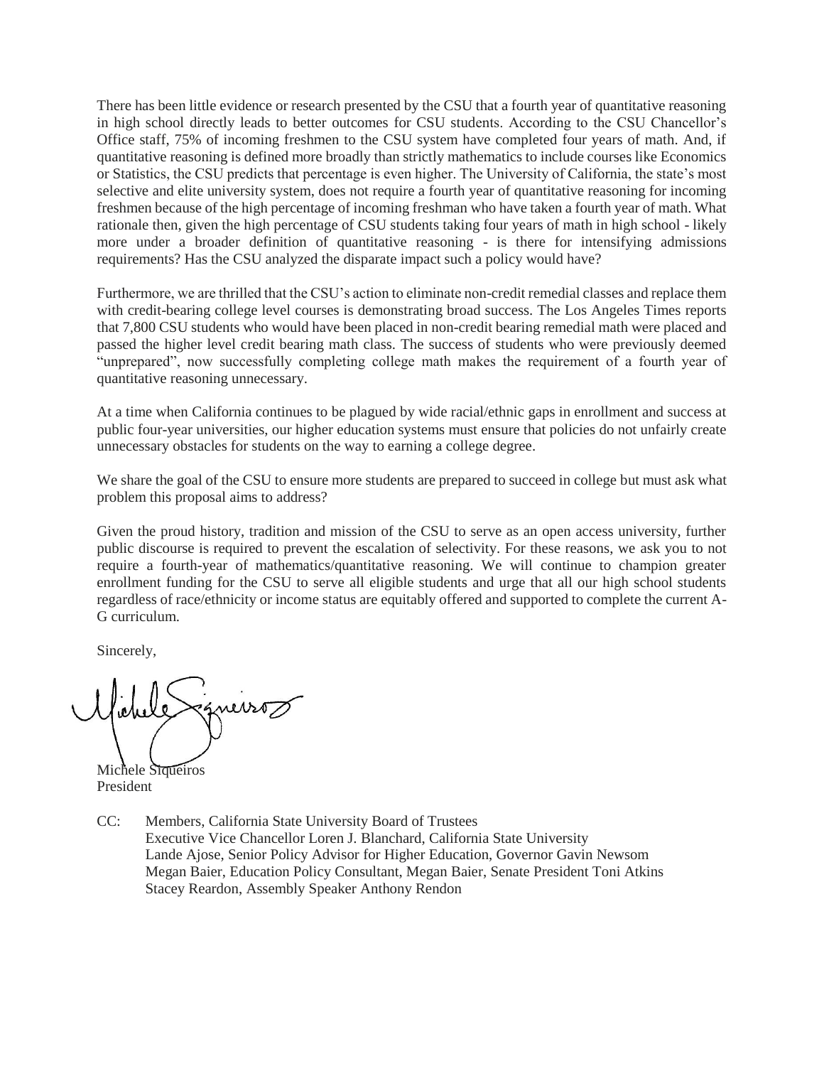There has been little evidence or research presented by the CSU that a fourth year of quantitative reasoning in high school directly leads to better outcomes for CSU students. According to the CSU Chancellor's Office staff, 75% of incoming freshmen to the CSU system have completed four years of math. And, if quantitative reasoning is defined more broadly than strictly mathematics to include courses like Economics or Statistics, the CSU predicts that percentage is even higher. The University of California, the state's most selective and elite university system, does not require a fourth year of quantitative reasoning for incoming freshmen because of the high percentage of incoming freshman who have taken a fourth year of math. What rationale then, given the high percentage of CSU students taking four years of math in high school - likely more under a broader definition of quantitative reasoning - is there for intensifying admissions requirements? Has the CSU analyzed the disparate impact such a policy would have?

Furthermore, we are thrilled that the CSU's action to eliminate non-credit remedial classes and replace them with credit-bearing college level courses is demonstrating broad success. The Los Angeles Times reports that 7,800 CSU students who would have been placed in non-credit bearing remedial math were placed and passed the higher level credit bearing math class. The success of students who were previously deemed "unprepared", now successfully completing college math makes the requirement of a fourth year of quantitative reasoning unnecessary.

At a time when California continues to be plagued by wide racial/ethnic gaps in enrollment and success at public four-year universities, our higher education systems must ensure that policies do not unfairly create unnecessary obstacles for students on the way to earning a college degree.

We share the goal of the CSU to ensure more students are prepared to succeed in college but must ask what problem this proposal aims to address?

Given the proud history, tradition and mission of the CSU to serve as an open access university, further public discourse is required to prevent the escalation of selectivity. For these reasons, we ask you to not require a fourth-year of mathematics/quantitative reasoning. We will continue to champion greater enrollment funding for the CSU to serve all eligible students and urge that all our high school students regardless of race/ethnicity or income status are equitably offered and supported to complete the current A-G curriculum.

Sincerely,

Michele Siqueiros
President

CC: Members, California State University Board of Trustees
Executive Vice Chancellor Loren J. Blanchard, California State University
Lande Ajose, Senior Policy Advisor for Higher Education, Governor Gavin Newsom
Megan Baier, Education Policy Consultant, Megan Baier, Senate President Toni Atkins
Stacey Reardon, Assembly Speaker Anthony Rendon